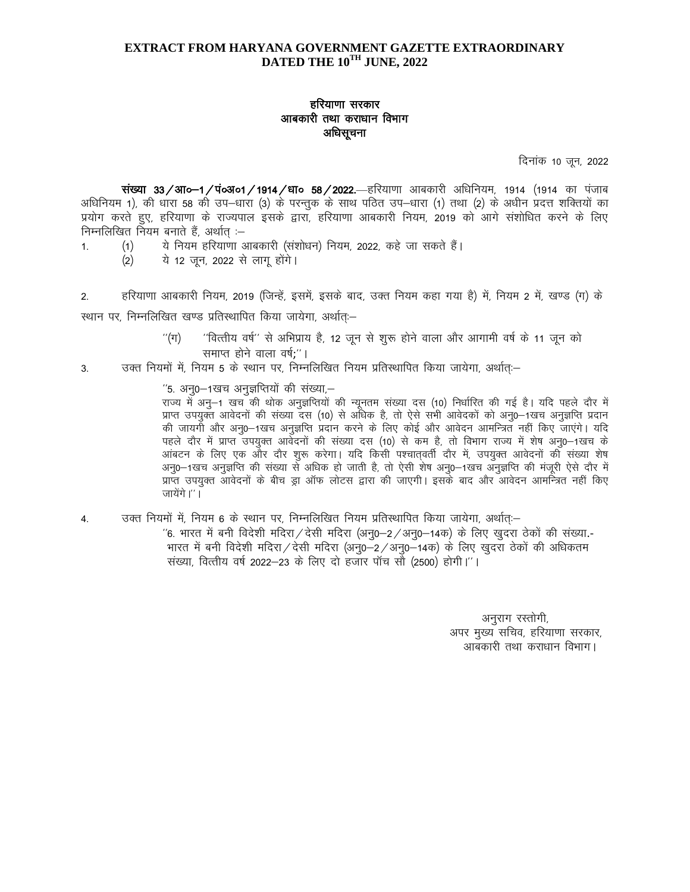**EXTRACT FROM HARYANA GOVERNMENT GAZETTE EXTRAORDINARY DATED THE 10TH JUNE, 2022**

**हरियाणा सरकार**
**आबकारी तथा कराधान विभाग**
**अधिसूचना**

दिनांक 10 जून, 2022

**संख्या 33/आ०–1/पं०अ०1/1914/धा० 58/2022.**—हरियाणा आबकारी अधिनियम, 1914 (1914 का पंजाब अधिनियम 1), की धारा 58 की उप–धारा (3) के परन्तुक के साथ पठित उप–धारा (1) तथा (2) के अधीन प्रदत्त शक्तियों का प्रयोग करते हुए, हरियाणा के राज्यपाल इसके द्वारा, हरियाणा आबकारी नियम, 2019 को आगे संशोधित करने के लिए निम्नलिखित नियम बनाते हैं, अर्थात् :–

1. (1) ये नियम हरियाणा आबकारी (संशोधन) नियम, 2022, कहे जा सकते हैं।
   (2) ये 12 जून, 2022 से लागू होंगे।

2. हरियाणा आबकारी नियम, 2019 (जिन्हें, इसमें, इसके बाद, उक्त नियम कहा गया है) में, नियम 2 में, खण्ड (ग) के स्थान पर, निम्नलिखित खण्ड प्रतिस्थापित किया जायेगा, अर्थातः–

   "(ग) "वित्तीय वर्ष" से अभिप्राय है, 12 जून से शुरू होने वाला और आगामी वर्ष के 11 जून को समाप्त होने वाला वर्ष;"।

3. उक्त नियमों में, नियम 5 के स्थान पर, निम्नलिखित नियम प्रतिस्थापित किया जायेगा, अर्थातः–

   "5. अनु0–1खच अनुज्ञप्तियों की संख्या,–
   राज्य में अनु–1 खच की थोक अनुज्ञप्तियों की न्यूनतम संख्या दस (10) निर्धारित की गई है। यदि पहले दौर में प्राप्त उपयुक्त आवेदनों की संख्या दस (10) से अधिक है, तो ऐसे सभी आवेदकों को अनु0–1खच अनुज्ञप्ति प्रदान की जायगी और अनु0–1खच अनुज्ञप्ति प्रदान करने के लिए कोई और आवेदन आमन्त्रित नहीं किए जाएंगे। यदि पहले दौर में प्राप्त उपयुक्त आवेदनों की संख्या दस (10) से कम है, तो विभाग राज्य में शेष अनु0–1खच के आंबटन के लिए एक और दौर शुरू करेगा। यदि किसी पश्चात्वर्ती दौर में, उपयुक्त आवेदनों की संख्या शेष अनु0–1खच अनुज्ञप्ति की संख्या से अधिक हो जाती है, तो ऐसी शेष अनु0–1खच अनुज्ञप्ति की मंजूरी ऐसे दौर में प्राप्त उपयुक्त आवेदनों के बीच ड्रा ऑफ लोटस द्वारा की जाएगी। इसके बाद और आवेदन आमन्त्रित नहीं किए जायेंगे।"।

4. उक्त नियमों में, नियम 6 के स्थान पर, निम्नलिखित नियम प्रतिस्थापित किया जायेगा, अर्थातः–

   "6. भारत में बनी विदेशी मदिरा/देसी मदिरा (अनु0–2/अनु0–14क) के लिए खुदरा ठेकों की संख्या.- भारत में बनी विदेशी मदिरा/देसी मदिरा (अनु0–2/अनु0–14क) के लिए खुदरा ठेकों की अधिकतम संख्या, वित्तीय वर्ष 2022–23 के लिए दो हजार पॉच सौ (2500) होगी।"।

अनुराग रस्तोगी,
अपर मुख्य सचिव, हरियाणा सरकार,
आबकारी तथा कराधान विभाग।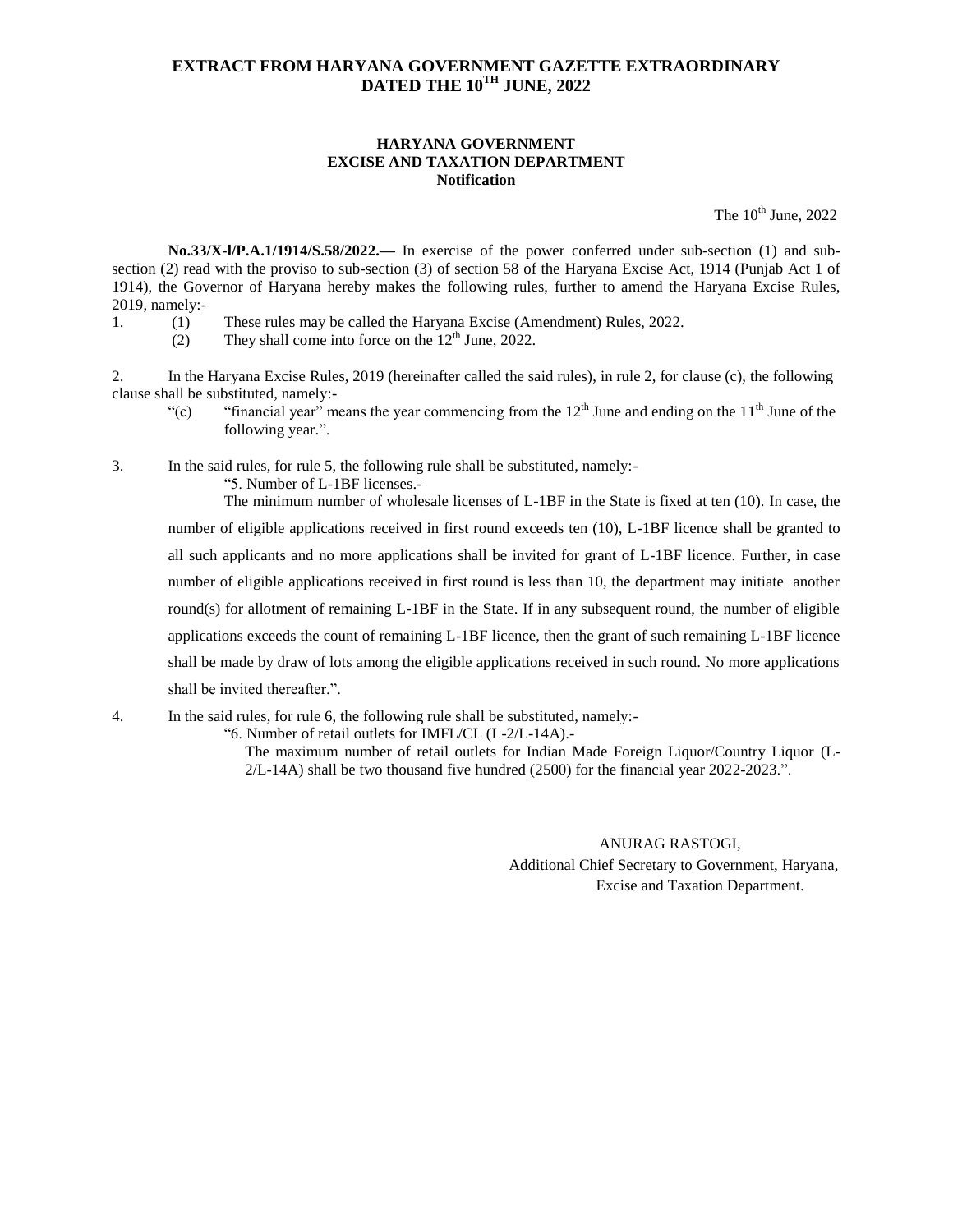**EXTRACT FROM HARYANA GOVERNMENT GAZETTE EXTRAORDINARY DATED THE 10TH JUNE, 2022**

**HARYANA GOVERNMENT**
**EXCISE AND TAXATION DEPARTMENT**
**Notification**

The 10th June, 2022

**No.33/X-l/P.A.1/1914/S.58/2022.—** In exercise of the power conferred under sub-section (1) and sub-section (2) read with the proviso to sub-section (3) of section 58 of the Haryana Excise Act, 1914 (Punjab Act 1 of 1914), the Governor of Haryana hereby makes the following rules, further to amend the Haryana Excise Rules, 2019, namely:-

1. (1) These rules may be called the Haryana Excise (Amendment) Rules, 2022.
   (2) They shall come into force on the 12th June, 2022.

2. In the Haryana Excise Rules, 2019 (hereinafter called the said rules), in rule 2, for clause (c), the following clause shall be substituted, namely:-
   "(c) "financial year" means the year commencing from the 12th June and ending on the 11th June of the following year.".

3. In the said rules, for rule 5, the following rule shall be substituted, namely:-
   "5. Number of L-1BF licenses.-
   The minimum number of wholesale licenses of L-1BF in the State is fixed at ten (10). In case, the number of eligible applications received in first round exceeds ten (10), L-1BF licence shall be granted to all such applicants and no more applications shall be invited for grant of L-1BF licence. Further, in case number of eligible applications received in first round is less than 10, the department may initiate another round(s) for allotment of remaining L-1BF in the State. If in any subsequent round, the number of eligible applications exceeds the count of remaining L-1BF licence, then the grant of such remaining L-1BF licence shall be made by draw of lots among the eligible applications received in such round. No more applications shall be invited thereafter.".

4. In the said rules, for rule 6, the following rule shall be substituted, namely:-
   "6. Number of retail outlets for IMFL/CL (L-2/L-14A).-
   The maximum number of retail outlets for Indian Made Foreign Liquor/Country Liquor (L-2/L-14A) shall be two thousand five hundred (2500) for the financial year 2022-2023.".

ANURAG RASTOGI,
Additional Chief Secretary to Government, Haryana,
Excise and Taxation Department.